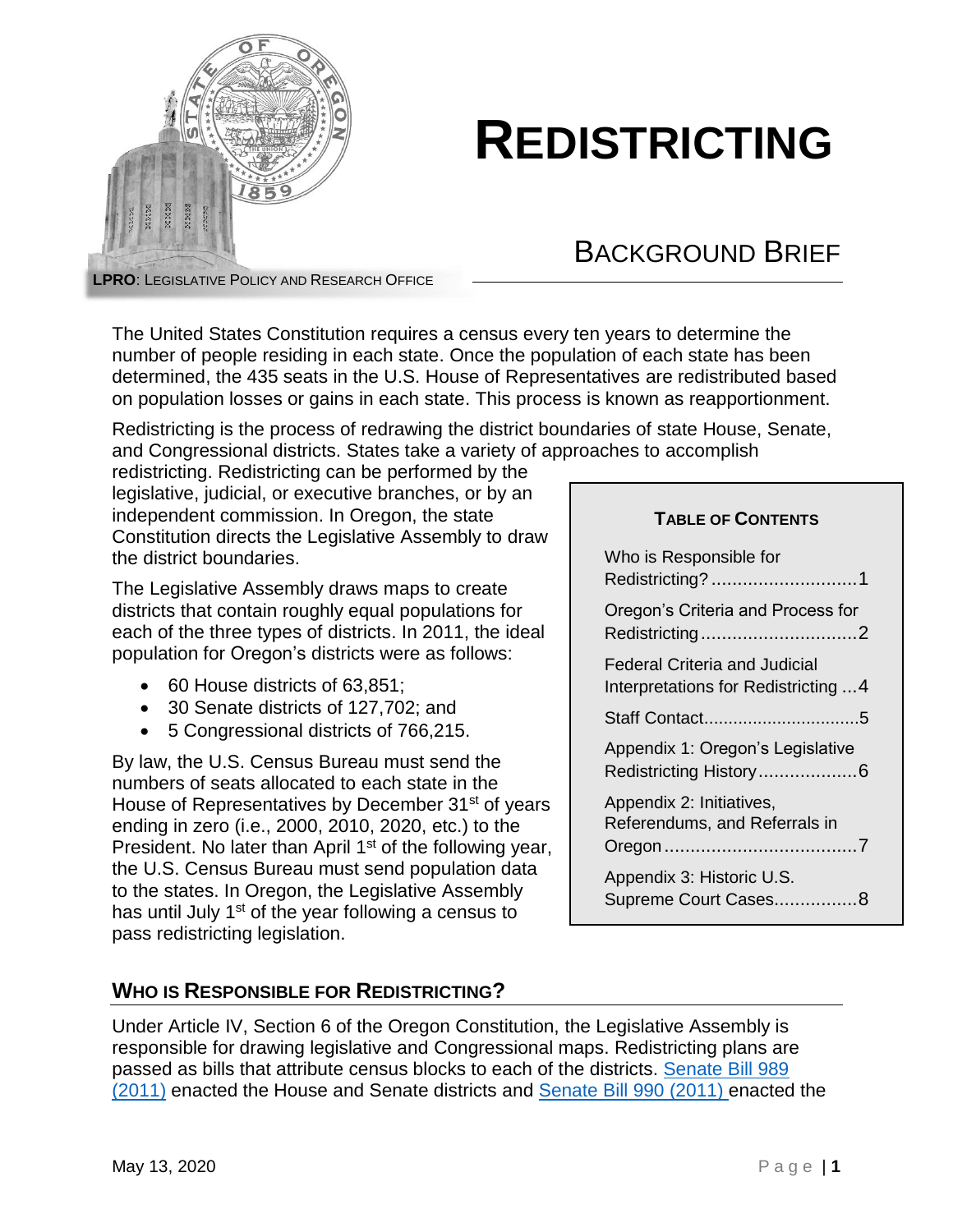# REDISTRICTING

## BACKGROUND BRIEF

**LPRO**: LEGISLATIVE POLICY AND RESEARCH OFFICE

The United States Constitution requires a census every ten years to determine the number of people residing in each state. Once the population of each state has been determined, the 435 seats in the U.S. House of Representatives are redistributed based on population losses or gains in each state. This process is known as reapportionment.

Redistricting is the process of redrawing the district boundaries of state House, Senate, and Congressional districts. States take a variety of approaches to accomplish redistricting. Redistricting can be performed by the legislative, judicial, or executive branches, or by an independent commission. In Oregon, the state Constitution directs the Legislative Assembly to draw the district boundaries.

The Legislative Assembly draws maps to create districts that contain roughly equal populations for each of the three types of districts. In 2011, the ideal population for Oregon's districts were as follows:

- 60 House districts of 63,851;
- 30 Senate districts of 127,702; and
- 5 Congressional districts of 766,215.

By law, the U.S. Census Bureau must send the numbers of seats allocated to each state in the House of Representatives by December 31st of years ending in zero (i.e., 2000, 2010, 2020, etc.) to the President. No later than April 1st of the following year, the U.S. Census Bureau must send population data to the states. In Oregon, the Legislative Assembly has until July 1st of the year following a census to pass redistricting legislation.

**TABLE OF CONTENTS**

| | |
|---|---|
| Who is Responsible for Redistricting? | 1 |
| Oregon's Criteria and Process for Redistricting | 2 |
| Federal Criteria and Judicial Interpretations for Redistricting | 4 |
| Staff Contact | 5 |
| Appendix 1: Oregon's Legislative Redistricting History | 6 |
| Appendix 2: Initiatives, Referendums, and Referrals in Oregon | 7 |
| Appendix 3: Historic U.S. Supreme Court Cases | 8 |

## WHO IS RESPONSIBLE FOR REDISTRICTING?

Under Article IV, Section 6 of the Oregon Constitution, the Legislative Assembly is responsible for drawing legislative and Congressional maps. Redistricting plans are passed as bills that attribute census blocks to each of the districts. Senate Bill 989 (2011) enacted the House and Senate districts and Senate Bill 990 (2011) enacted the

May 13, 2020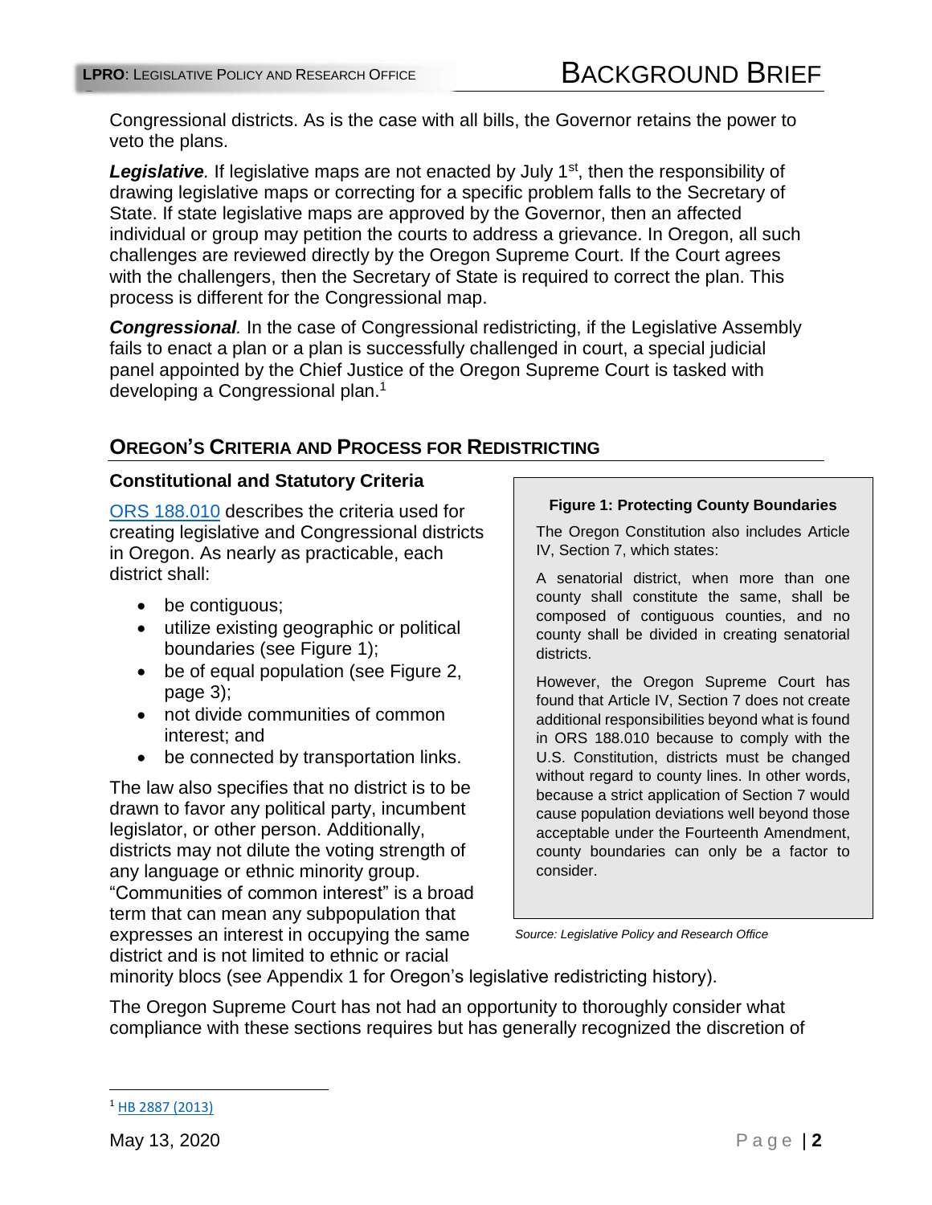Congressional districts. As is the case with all bills, the Governor retains the power to veto the plans.

***Legislative.*** If legislative maps are not enacted by July 1st, then the responsibility of drawing legislative maps or correcting for a specific problem falls to the Secretary of State. If state legislative maps are approved by the Governor, then an affected individual or group may petition the courts to address a grievance. In Oregon, all such challenges are reviewed directly by the Oregon Supreme Court. If the Court agrees with the challengers, then the Secretary of State is required to correct the plan. This process is different for the Congressional map.

***Congressional.*** In the case of Congressional redistricting, if the Legislative Assembly fails to enact a plan or a plan is successfully challenged in court, a special judicial panel appointed by the Chief Justice of the Oregon Supreme Court is tasked with developing a Congressional plan.[1]

## OREGON'S CRITERIA AND PROCESS FOR REDISTRICTING

### Constitutional and Statutory Criteria

ORS 188.010 describes the criteria used for creating legislative and Congressional districts in Oregon. As nearly as practicable, each district shall:

- be contiguous;
- utilize existing geographic or political boundaries (see Figure 1);
- be of equal population (see Figure 2, page 3);
- not divide communities of common interest; and
- be connected by transportation links.

The law also specifies that no district is to be drawn to favor any political party, incumbent legislator, or other person. Additionally, districts may not dilute the voting strength of any language or ethnic minority group. "Communities of common interest" is a broad term that can mean any subpopulation that expresses an interest in occupying the same district and is not limited to ethnic or racial minority blocs (see Appendix 1 for Oregon's legislative redistricting history).

**Figure 1: Protecting County Boundaries**

The Oregon Constitution also includes Article IV, Section 7, which states:

A senatorial district, when more than one county shall constitute the same, shall be composed of contiguous counties, and no county shall be divided in creating senatorial districts.

However, the Oregon Supreme Court has found that Article IV, Section 7 does not create additional responsibilities beyond what is found in ORS 188.010 because to comply with the U.S. Constitution, districts must be changed without regard to county lines. In other words, because a strict application of Section 7 would cause population deviations well beyond those acceptable under the Fourteenth Amendment, county boundaries can only be a factor to consider.

*Source: Legislative Policy and Research Office*

The Oregon Supreme Court has not had an opportunity to thoroughly consider what compliance with these sections requires but has generally recognized the discretion of

[1] HB 2887 (2013)

May 13, 2020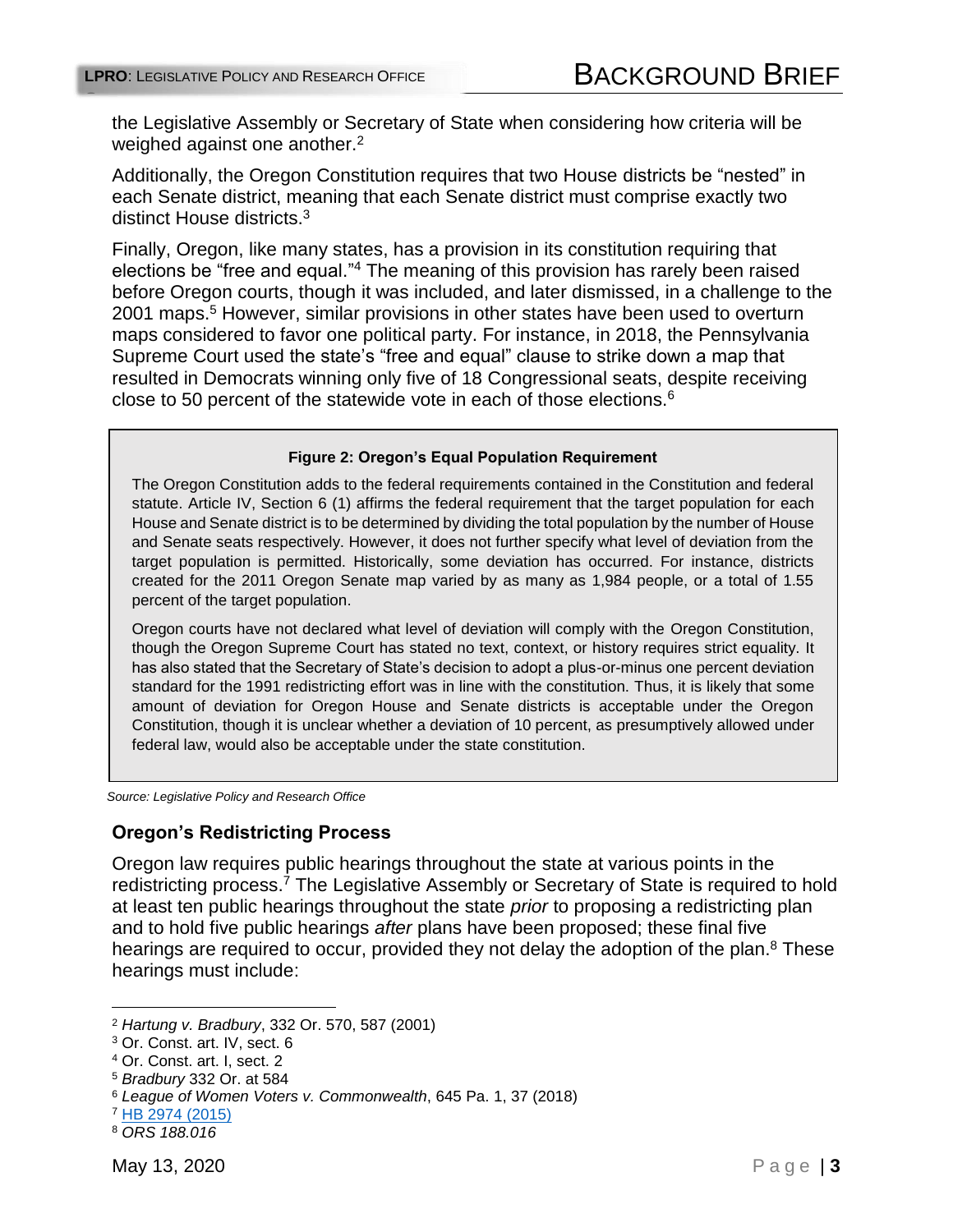the Legislative Assembly or Secretary of State when considering how criteria will be weighed against one another.[2]

Additionally, the Oregon Constitution requires that two House districts be "nested" in each Senate district, meaning that each Senate district must comprise exactly two distinct House districts.[3]

Finally, Oregon, like many states, has a provision in its constitution requiring that elections be "free and equal."[4] The meaning of this provision has rarely been raised before Oregon courts, though it was included, and later dismissed, in a challenge to the 2001 maps.[5] However, similar provisions in other states have been used to overturn maps considered to favor one political party. For instance, in 2018, the Pennsylvania Supreme Court used the state's "free and equal" clause to strike down a map that resulted in Democrats winning only five of 18 Congressional seats, despite receiving close to 50 percent of the statewide vote in each of those elections.[6]

**Figure 2: Oregon's Equal Population Requirement**

The Oregon Constitution adds to the federal requirements contained in the Constitution and federal statute. Article IV, Section 6 (1) affirms the federal requirement that the target population for each House and Senate district is to be determined by dividing the total population by the number of House and Senate seats respectively. However, it does not further specify what level of deviation from the target population is permitted. Historically, some deviation has occurred. For instance, districts created for the 2011 Oregon Senate map varied by as many as 1,984 people, or a total of 1.55 percent of the target population.

Oregon courts have not declared what level of deviation will comply with the Oregon Constitution, though the Oregon Supreme Court has stated no text, context, or history requires strict equality. It has also stated that the Secretary of State's decision to adopt a plus-or-minus one percent deviation standard for the 1991 redistricting effort was in line with the constitution. Thus, it is likely that some amount of deviation for Oregon House and Senate districts is acceptable under the Oregon Constitution, though it is unclear whether a deviation of 10 percent, as presumptively allowed under federal law, would also be acceptable under the state constitution.

*Source: Legislative Policy and Research Office*

## Oregon's Redistricting Process

Oregon law requires public hearings throughout the state at various points in the redistricting process.[7] The Legislative Assembly or Secretary of State is required to hold at least ten public hearings throughout the state *prior* to proposing a redistricting plan and to hold five public hearings *after* plans have been proposed; these final five hearings are required to occur, provided they not delay the adoption of the plan.[8] These hearings must include:

---

[2] *Hartung v. Bradbury*, 332 Or. 570, 587 (2001)

[3] Or. Const. art. IV, sect. 6

[4] Or. Const. art. I, sect. 2

[5] *Bradbury* 332 Or. at 584

[6] *League of Women Voters v. Commonwealth*, 645 Pa. 1, 37 (2018)

[7] HB 2974 (2015)

[8] *ORS 188.016*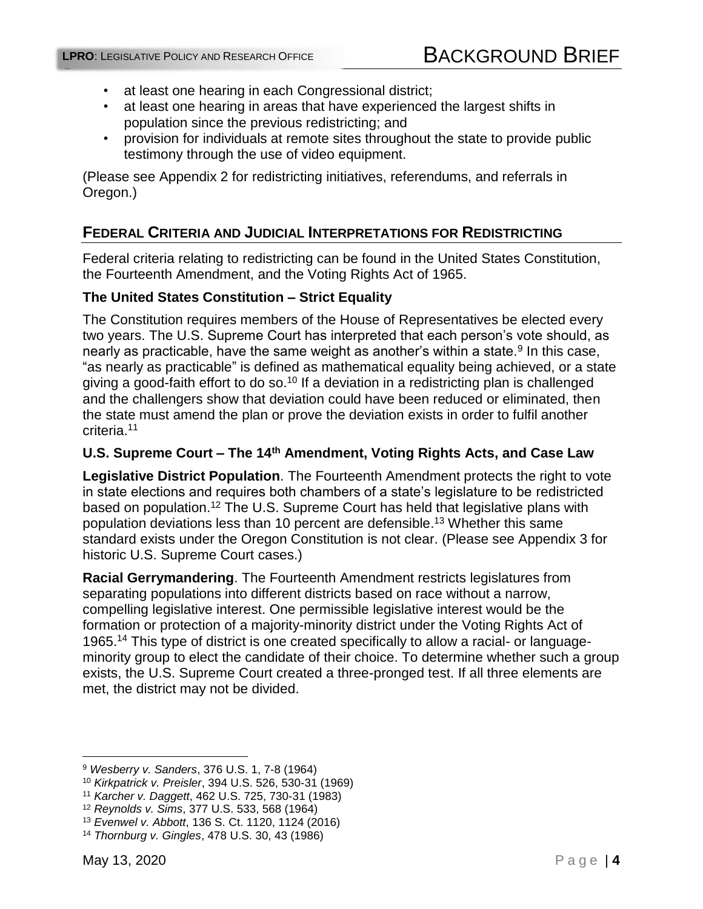- at least one hearing in each Congressional district;
- at least one hearing in areas that have experienced the largest shifts in population since the previous redistricting; and
- provision for individuals at remote sites throughout the state to provide public testimony through the use of video equipment.

(Please see Appendix 2 for redistricting initiatives, referendums, and referrals in Oregon.)

## FEDERAL CRITERIA AND JUDICIAL INTERPRETATIONS FOR REDISTRICTING

Federal criteria relating to redistricting can be found in the United States Constitution, the Fourteenth Amendment, and the Voting Rights Act of 1965.

### The United States Constitution – Strict Equality

The Constitution requires members of the House of Representatives be elected every two years. The U.S. Supreme Court has interpreted that each person's vote should, as nearly as practicable, have the same weight as another's within a state.[9] In this case, "as nearly as practicable" is defined as mathematical equality being achieved, or a state giving a good-faith effort to do so.[10] If a deviation in a redistricting plan is challenged and the challengers show that deviation could have been reduced or eliminated, then the state must amend the plan or prove the deviation exists in order to fulfil another criteria.[11]

### U.S. Supreme Court – The 14th Amendment, Voting Rights Acts, and Case Law

**Legislative District Population**. The Fourteenth Amendment protects the right to vote in state elections and requires both chambers of a state's legislature to be redistricted based on population.[12] The U.S. Supreme Court has held that legislative plans with population deviations less than 10 percent are defensible.[13] Whether this same standard exists under the Oregon Constitution is not clear. (Please see Appendix 3 for historic U.S. Supreme Court cases.)

**Racial Gerrymandering**. The Fourteenth Amendment restricts legislatures from separating populations into different districts based on race without a narrow, compelling legislative interest. One permissible legislative interest would be the formation or protection of a majority-minority district under the Voting Rights Act of 1965.[14] This type of district is one created specifically to allow a racial- or language-minority group to elect the candidate of their choice. To determine whether such a group exists, the U.S. Supreme Court created a three-pronged test. If all three elements are met, the district may not be divided.

---

[9] *Wesberry v. Sanders*, 376 U.S. 1, 7-8 (1964)
[10] *Kirkpatrick v. Preisler*, 394 U.S. 526, 530-31 (1969)
[11] *Karcher v. Daggett*, 462 U.S. 725, 730-31 (1983)
[12] *Reynolds v. Sims*, 377 U.S. 533, 568 (1964)
[13] *Evenwel v. Abbott*, 136 S. Ct. 1120, 1124 (2016)
[14] *Thornburg v. Gingles*, 478 U.S. 30, 43 (1986)

May 13, 2020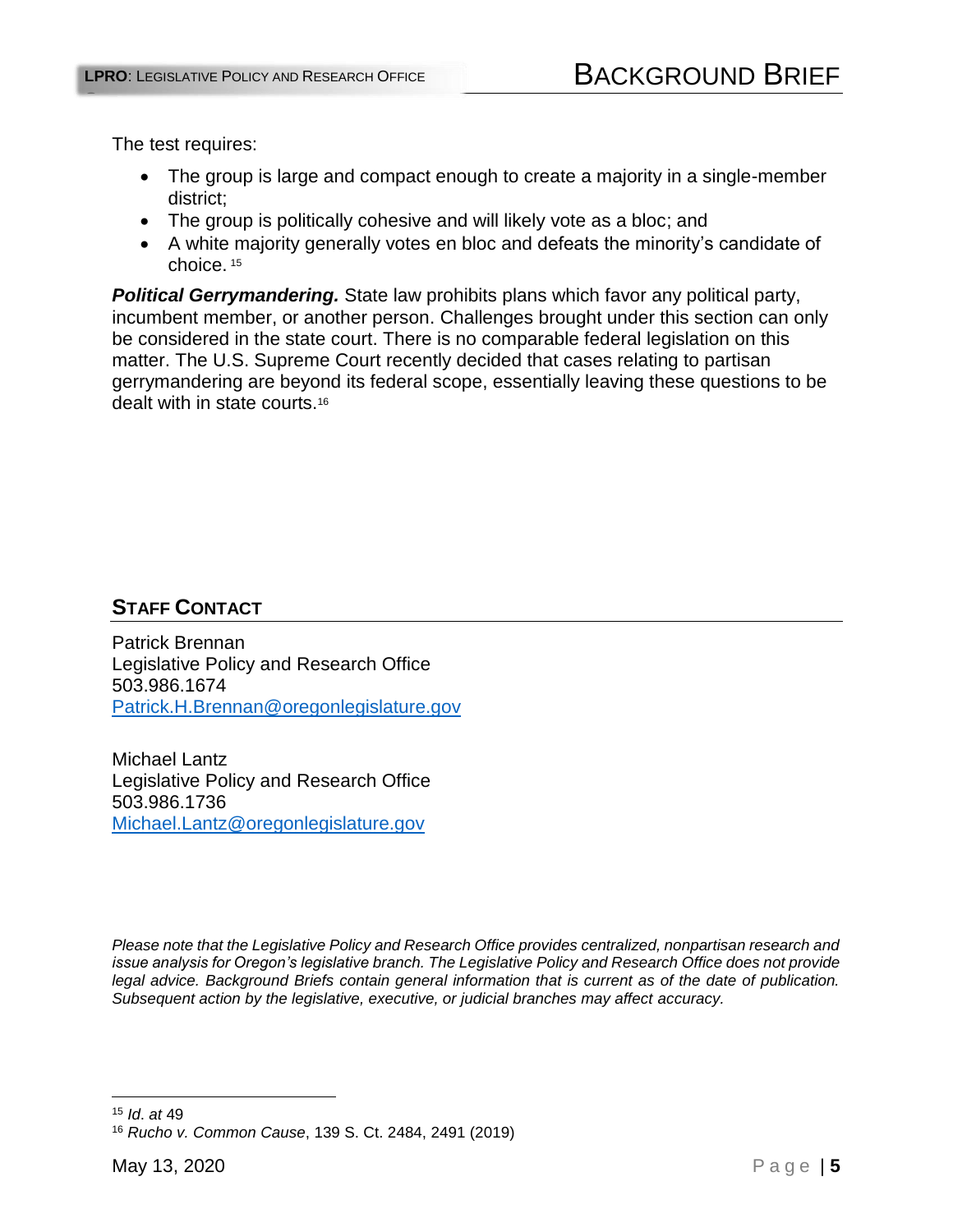The test requires:

- The group is large and compact enough to create a majority in a single-member district;
- The group is politically cohesive and will likely vote as a bloc; and
- A white majority generally votes en bloc and defeats the minority's candidate of choice. [15]

***Political Gerrymandering.*** State law prohibits plans which favor any political party, incumbent member, or another person. Challenges brought under this section can only be considered in the state court. There is no comparable federal legislation on this matter. The U.S. Supreme Court recently decided that cases relating to partisan gerrymandering are beyond its federal scope, essentially leaving these questions to be dealt with in state courts.[16]

## Staff Contact

Patrick Brennan
Legislative Policy and Research Office
503.986.1674
Patrick.H.Brennan@oregonlegislature.gov

Michael Lantz
Legislative Policy and Research Office
503.986.1736
Michael.Lantz@oregonlegislature.gov

*Please note that the Legislative Policy and Research Office provides centralized, nonpartisan research and issue analysis for Oregon's legislative branch. The Legislative Policy and Research Office does not provide legal advice. Background Briefs contain general information that is current as of the date of publication. Subsequent action by the legislative, executive, or judicial branches may affect accuracy.*

---

[15] *Id. at* 49

[16] *Rucho v. Common Cause*, 139 S. Ct. 2484, 2491 (2019)

May 13, 2020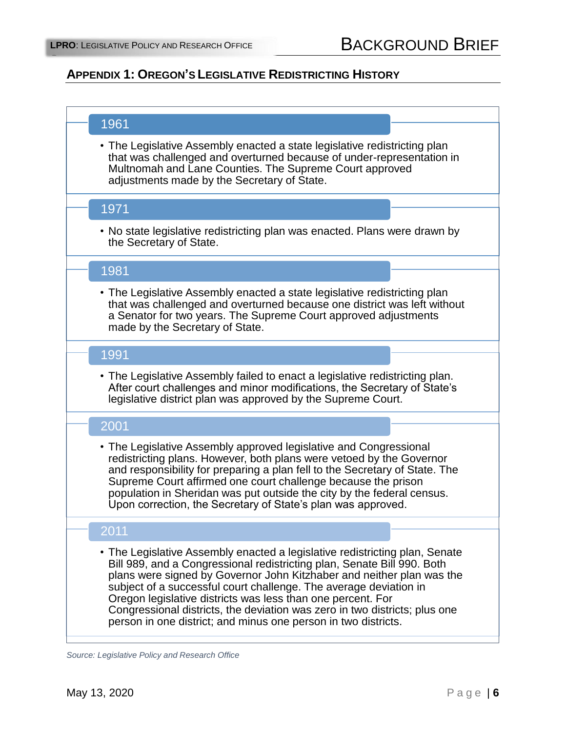## APPENDIX 1: OREGON'S LEGISLATIVE REDISTRICTING HISTORY

### 1961

- The Legislative Assembly enacted a state legislative redistricting plan that was challenged and overturned because of under-representation in Multnomah and Lane Counties. The Supreme Court approved adjustments made by the Secretary of State.

### 1971

- No state legislative redistricting plan was enacted. Plans were drawn by the Secretary of State.

### 1981

- The Legislative Assembly enacted a state legislative redistricting plan that was challenged and overturned because one district was left without a Senator for two years. The Supreme Court approved adjustments made by the Secretary of State.

### 1991

- The Legislative Assembly failed to enact a legislative redistricting plan. After court challenges and minor modifications, the Secretary of State's legislative district plan was approved by the Supreme Court.

### 2001

- The Legislative Assembly approved legislative and Congressional redistricting plans. However, both plans were vetoed by the Governor and responsibility for preparing a plan fell to the Secretary of State. The Supreme Court affirmed one court challenge because the prison population in Sheridan was put outside the city by the federal census. Upon correction, the Secretary of State's plan was approved.

### 2011

- The Legislative Assembly enacted a legislative redistricting plan, Senate Bill 989, and a Congressional redistricting plan, Senate Bill 990. Both plans were signed by Governor John Kitzhaber and neither plan was the subject of a successful court challenge. The average deviation in Oregon legislative districts was less than one percent. For Congressional districts, the deviation was zero in two districts; plus one person in one district; and minus one person in two districts.

*Source: Legislative Policy and Research Office*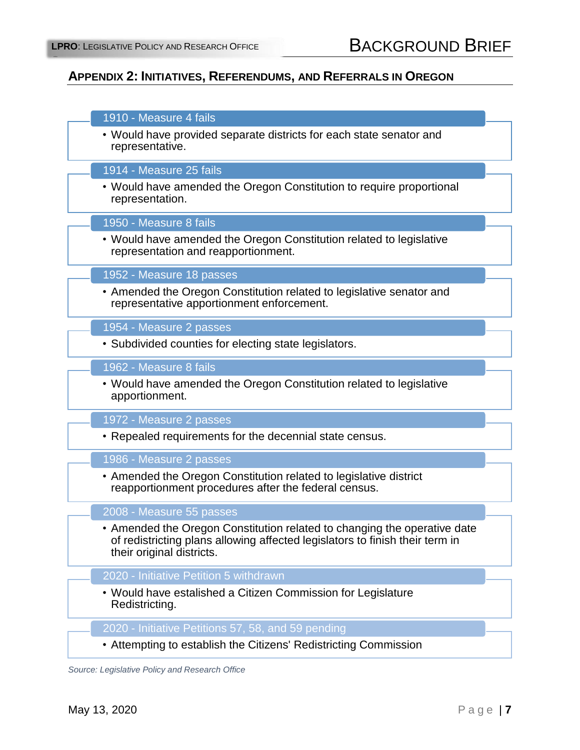## Appendix 2: Initiatives, Referendums, and Referrals in Oregon

**1910 - Measure 4 fails**

- Would have provided separate districts for each state senator and representative.

**1914 - Measure 25 fails**

- Would have amended the Oregon Constitution to require proportional representation.

**1950 - Measure 8 fails**

- Would have amended the Oregon Constitution related to legislative representation and reapportionment.

**1952 - Measure 18 passes**

- Amended the Oregon Constitution related to legislative senator and representative apportionment enforcement.

**1954 - Measure 2 passes**

- Subdivided counties for electing state legislators.

**1962 - Measure 8 fails**

- Would have amended the Oregon Constitution related to legislative apportionment.

**1972 - Measure 2 passes**

- Repealed requirements for the decennial state census.

**1986 - Measure 2 passes**

- Amended the Oregon Constitution related to legislative district reapportionment procedures after the federal census.

**2008 - Measure 55 passes**

- Amended the Oregon Constitution related to changing the operative date of redistricting plans allowing affected legislators to finish their term in their original districts.

**2020 - Initiative Petition 5 withdrawn**

- Would have estalished a Citizen Commission for Legislature Redistricting.

**2020 - Initiative Petitions 57, 58, and 59 pending**

- Attempting to establish the Citizens' Redistricting Commission

*Source: Legislative Policy and Research Office*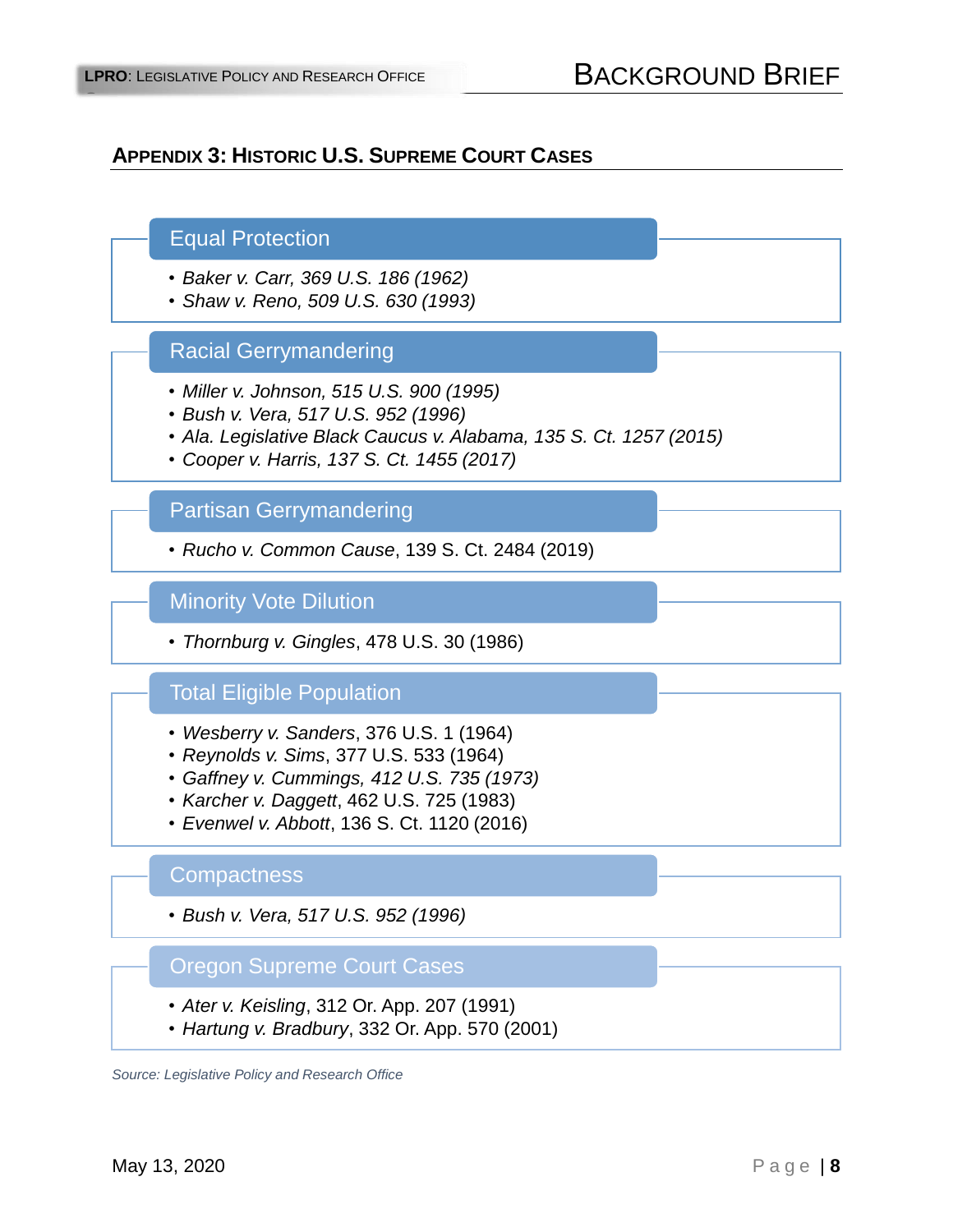## APPENDIX 3: HISTORIC U.S. SUPREME COURT CASES

### Equal Protection

- *Baker v. Carr, 369 U.S. 186 (1962)*
- *Shaw v. Reno, 509 U.S. 630 (1993)*

### Racial Gerrymandering

- *Miller v. Johnson, 515 U.S. 900 (1995)*
- *Bush v. Vera, 517 U.S. 952 (1996)*
- *Ala. Legislative Black Caucus v. Alabama, 135 S. Ct. 1257 (2015)*
- *Cooper v. Harris, 137 S. Ct. 1455 (2017)*

### Partisan Gerrymandering

- *Rucho v. Common Cause*, 139 S. Ct. 2484 (2019)

### Minority Vote Dilution

- *Thornburg v. Gingles*, 478 U.S. 30 (1986)

### Total Eligible Population

- *Wesberry v. Sanders*, 376 U.S. 1 (1964)
- *Reynolds v. Sims*, 377 U.S. 533 (1964)
- *Gaffney v. Cummings, 412 U.S. 735 (1973)*
- *Karcher v. Daggett*, 462 U.S. 725 (1983)
- *Evenwel v. Abbott*, 136 S. Ct. 1120 (2016)

### Compactness

- *Bush v. Vera, 517 U.S. 952 (1996)*

### Oregon Supreme Court Cases

- *Ater v. Keisling*, 312 Or. App. 207 (1991)
- *Hartung v. Bradbury*, 332 Or. App. 570 (2001)

*Source: Legislative Policy and Research Office*